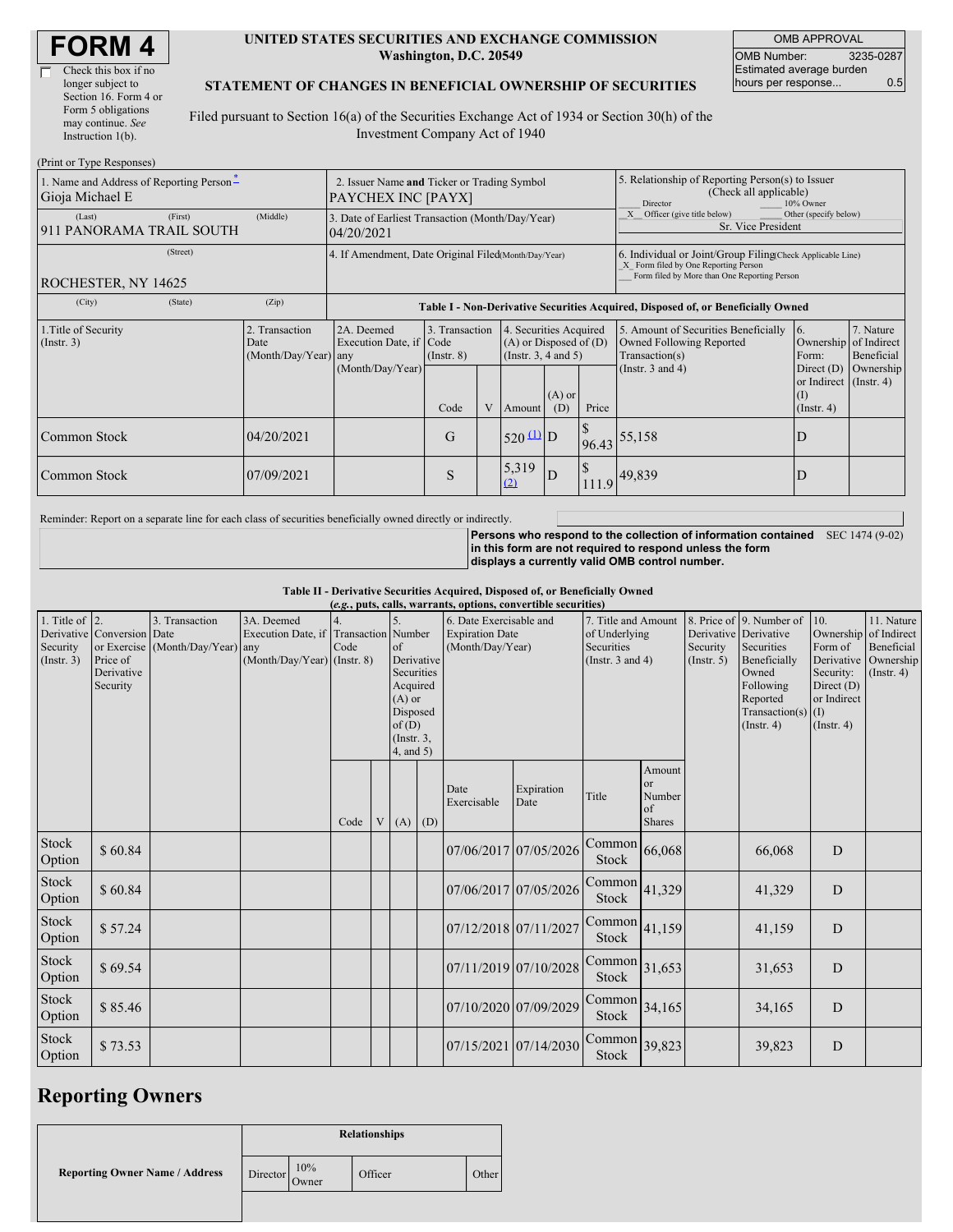# FORM 4

☐ Check this box if no longer subject to Section 16. Form 4 or Form 5 obligations may continue. *See* Instruction 1(b).

**UNITED STATES SECURITIES AND EXCHANGE COMMISSION**
**Washington, D.C. 20549**

**STATEMENT OF CHANGES IN BENEFICIAL OWNERSHIP OF SECURITIES**

Filed pursuant to Section 16(a) of the Securities Exchange Act of 1934 or Section 30(h) of the Investment Company Act of 1940

| OMB APPROVAL | |
|---|---|
| OMB Number: | 3235-0287 |
| Estimated average burden hours per response... | 0.5 |

(Print or Type Responses)

| 1. Name and Address of Reporting Person* | 2. Issuer Name and Ticker or Trading Symbol | 5. Relationship of Reporting Person(s) to Issuer (Check all applicable) |
|---|---|---|
| Gioja Michael E | PAYCHEX INC [PAYX] | ___ Director ___ 10% Owner |
| (Last) (First) (Middle) | 3. Date of Earliest Transaction (Month/Day/Year) | _X_ Officer (give title below) ___ Other (specify below) |
| 911 PANORAMA TRAIL SOUTH | 04/20/2021 | Sr. Vice President |
| (Street) | 4. If Amendment, Date Original Filed(Month/Day/Year) | 6. Individual or Joint/Group Filing(Check Applicable Line) |
| ROCHESTER, NY 14625 | | _X_ Form filed by One Reporting Person<br>___ Form filed by More than One Reporting Person |
| (City) (State) (Zip) | | |

**Table I - Non-Derivative Securities Acquired, Disposed of, or Beneficially Owned**

| 1.Title of Security (Instr. 3) | 2. Transaction Date (Month/Day/Year) | 2A. Deemed Execution Date, if any (Month/Day/Year) | 3. Transaction Code (Instr. 8) | | 4. Securities Acquired (A) or Disposed of (D) (Instr. 3, 4 and 5) | | | 5. Amount of Securities Beneficially Owned Following Reported Transaction(s) (Instr. 3 and 4) | 6. Ownership Form: Direct (D) or Indirect (I) (Instr. 4) | 7. Nature of Indirect Beneficial Ownership (Instr. 4) |
|---|---|---|---|---|---|---|---|---|---|---|
| | | | Code | V | Amount | (A) or (D) | Price | | | |
| Common Stock | 04/20/2021 | | G | | 520 (1) | D | $ 96.43 | 55,158 | D | |
| Common Stock | 07/09/2021 | | S | | 5,319 (2) | D | $ 111.9 | 49,839 | D | |

Reminder: Report on a separate line for each class of securities beneficially owned directly or indirectly.

**Persons who respond to the collection of information contained in this form are not required to respond unless the form displays a currently valid OMB control number.** SEC 1474 (9-02)

**Table II - Derivative Securities Acquired, Disposed of, or Beneficially Owned**
**(*e.g.*, puts, calls, warrants, options, convertible securities)**

| 1. Title of Derivative Security (Instr. 3) | 2. Conversion or Exercise Price of Derivative Security | 3. Transaction Date (Month/Day/Year) | 3A. Deemed Execution Date, if any (Month/Day/Year) | 4. Transaction Code (Instr. 8) | | 5. Number of Derivative Securities Acquired (A) or Disposed of (D) (Instr. 3, 4, and 5) | | 6. Date Exercisable and Expiration Date (Month/Day/Year) | | 7. Title and Amount of Underlying Securities (Instr. 3 and 4) | | 8. Price of Derivative Security (Instr. 5) | 9. Number of Derivative Securities Beneficially Owned Following Reported Transaction(s) (Instr. 4) | 10. Ownership Form of Derivative Security: Direct (D) or Indirect (I) (Instr. 4) | 11. Nature of Indirect Beneficial Ownership (Instr. 4) |
|---|---|---|---|---|---|---|---|---|---|---|---|---|---|---|---|
| | | | | Code | V | (A) | (D) | Date Exercisable | Expiration Date | Title | Amount or Number of Shares | | | | |
| Stock Option | $ 60.84 | | | | | | | 07/06/2017 | 07/05/2026 | Common Stock | 66,068 | | 66,068 | D | |
| Stock Option | $ 60.84 | | | | | | | 07/06/2017 | 07/05/2026 | Common Stock | 41,329 | | 41,329 | D | |
| Stock Option | $ 57.24 | | | | | | | 07/12/2018 | 07/11/2027 | Common Stock | 41,159 | | 41,159 | D | |
| Stock Option | $ 69.54 | | | | | | | 07/11/2019 | 07/10/2028 | Common Stock | 31,653 | | 31,653 | D | |
| Stock Option | $ 85.46 | | | | | | | 07/10/2020 | 07/09/2029 | Common Stock | 34,165 | | 34,165 | D | |
| Stock Option | $ 73.53 | | | | | | | 07/15/2021 | 07/14/2030 | Common Stock | 39,823 | | 39,823 | D | |

## Reporting Owners

| Reporting Owner Name / Address | Relationships | | | |
|---|---|---|---|---|
| | Director | 10% Owner | Officer | Other |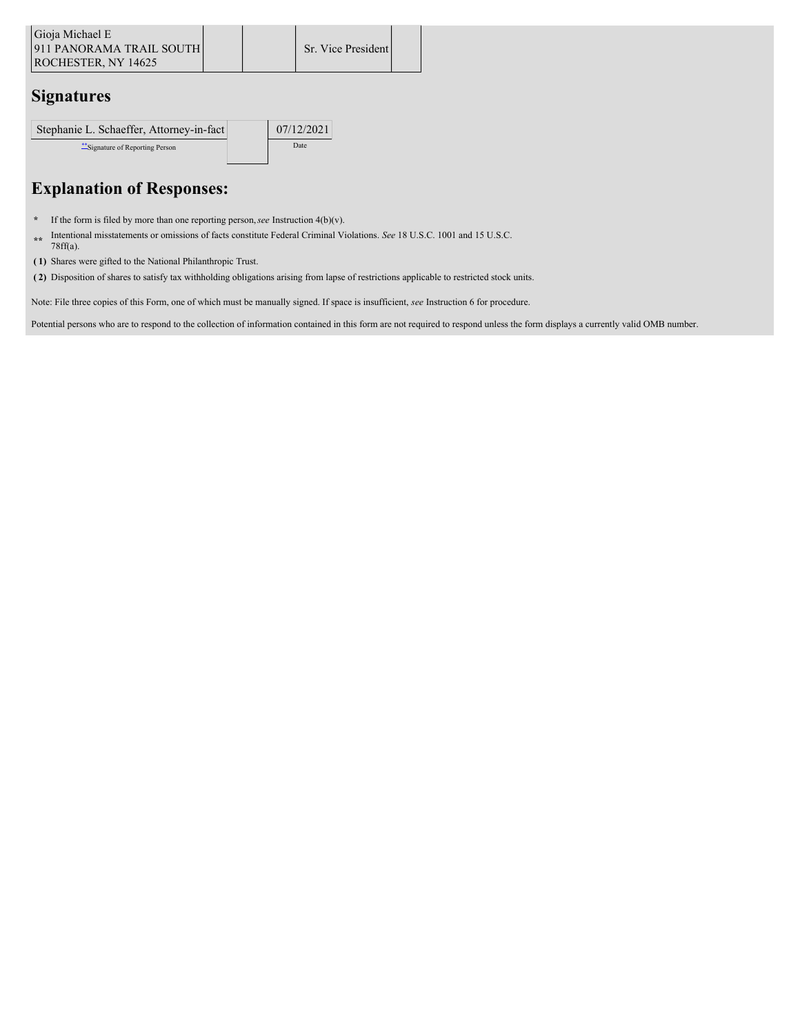| | | | | |
|---|---|---|---|---|
| Gioja Michael E<br>911 PANORAMA TRAIL SOUTH<br>ROCHESTER, NY 14625 | | | Sr. Vice President | |

## Signatures

| | | |
|---|---|---|
| Stephanie L. Schaeffer, Attorney-in-fact | | 07/12/2021 |
| **Signature of Reporting Person | | Date |

## Explanation of Responses:

\* If the form is filed by more than one reporting person, *see* Instruction 4(b)(v).

** Intentional misstatements or omissions of facts constitute Federal Criminal Violations. *See* 18 U.S.C. 1001 and 15 U.S.C. 78ff(a).

**( 1)** Shares were gifted to the National Philanthropic Trust.

**( 2)** Disposition of shares to satisfy tax withholding obligations arising from lapse of restrictions applicable to restricted stock units.

Note: File three copies of this Form, one of which must be manually signed. If space is insufficient, *see* Instruction 6 for procedure.

Potential persons who are to respond to the collection of information contained in this form are not required to respond unless the form displays a currently valid OMB number.